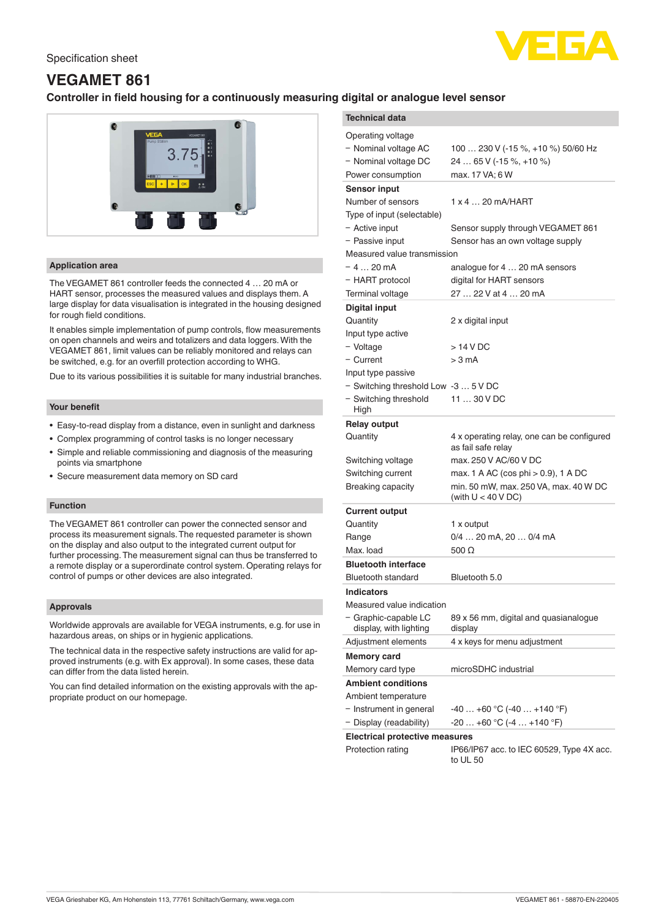Specification sheet

# VEGAMET 861

## Controller in field housing for a continuously measuring digital or analogue level sensor

### Application area

The VEGAMET 861 controller feeds the connected 4 … 20 mA or HART sensor, processes the measured values and displays them. A large display for data visualisation is integrated in the housing designed for rough field conditions.

It enables simple implementation of pump controls, flow measurements on open channels and weirs and totalizers and data loggers. With the VEGAMET 861, limit values can be reliably monitored and relays can be switched, e.g. for an overfill protection according to WHG.

Due to its various possibilities it is suitable for many industrial branches.

### Your benefit

- Easy-to-read display from a distance, even in sunlight and darkness
- Complex programming of control tasks is no longer necessary
- Simple and reliable commissioning and diagnosis of the measuring points via smartphone
- Secure measurement data memory on SD card

### Function

The VEGAMET 861 controller can power the connected sensor and process its measurement signals. The requested parameter is shown on the display and also output to the integrated current output for further processing. The measurement signal can thus be transferred to a remote display or a superordinate control system. Operating relays for control of pumps or other devices are also integrated.

### Approvals

Worldwide approvals are available for VEGA instruments, e.g. for use in hazardous areas, on ships or in hygienic applications.

The technical data in the respective safety instructions are valid for approved instruments (e.g. with Ex approval). In some cases, these data can differ from the data listed herein.

You can find detailed information on the existing approvals with the appropriate product on our homepage.

### Technical data

| | |
|---|---|
| Operating voltage | |
| − Nominal voltage AC | 100 … 230 V (-15 %, +10 %) 50/60 Hz |
| − Nominal voltage DC | 24 … 65 V (-15 %, +10 %) |
| Power consumption | max. 17 VA; 6 W |
| **Sensor input** | |
| Number of sensors | 1 x 4 … 20 mA/HART |
| Type of input (selectable) | |
| − Active input | Sensor supply through VEGAMET 861 |
| − Passive input | Sensor has an own voltage supply |
| Measured value transmission | |
| − 4 … 20 mA | analogue for 4 … 20 mA sensors |
| − HART protocol | digital for HART sensors |
| Terminal voltage | 27 … 22 V at 4 … 20 mA |
| **Digital input** | |
| Quantity | 2 x digital input |
| Input type active | |
| − Voltage | > 14 V DC |
| − Current | > 3 mA |
| Input type passive | |
| − Switching threshold Low | -3 … 5 V DC |
| − Switching threshold High | 11 … 30 V DC |
| **Relay output** | |
| Quantity | 4 x operating relay, one can be configured as fail safe relay |
| Switching voltage | max. 250 V AC/60 V DC |
| Switching current | max. 1 A AC (cos phi > 0.9), 1 A DC |
| Breaking capacity | min. 50 mW, max. 250 VA, max. 40 W DC (with U < 40 V DC) |
| **Current output** | |
| Quantity | 1 x output |
| Range | 0/4 … 20 mA, 20 … 0/4 mA |
| Max. load | 500 Ω |
| **Bluetooth interface** | |
| Bluetooth standard | Bluetooth 5.0 |
| **Indicators** | |
| Measured value indication | |
| − Graphic-capable LC display, with lighting | 89 x 56 mm, digital and quasianalogue display |
| Adjustment elements | 4 x keys for menu adjustment |
| **Memory card** | |
| Memory card type | microSDHC industrial |
| **Ambient conditions** | |
| Ambient temperature | |
| − Instrument in general | -40 … +60 °C (-40 … +140 °F) |
| − Display (readability) | -20 … +60 °C (-4 … +140 °F) |
| **Electrical protective measures** | |
| Protection rating | IP66/IP67 acc. to IEC 60529, Type 4X acc. to UL 50 |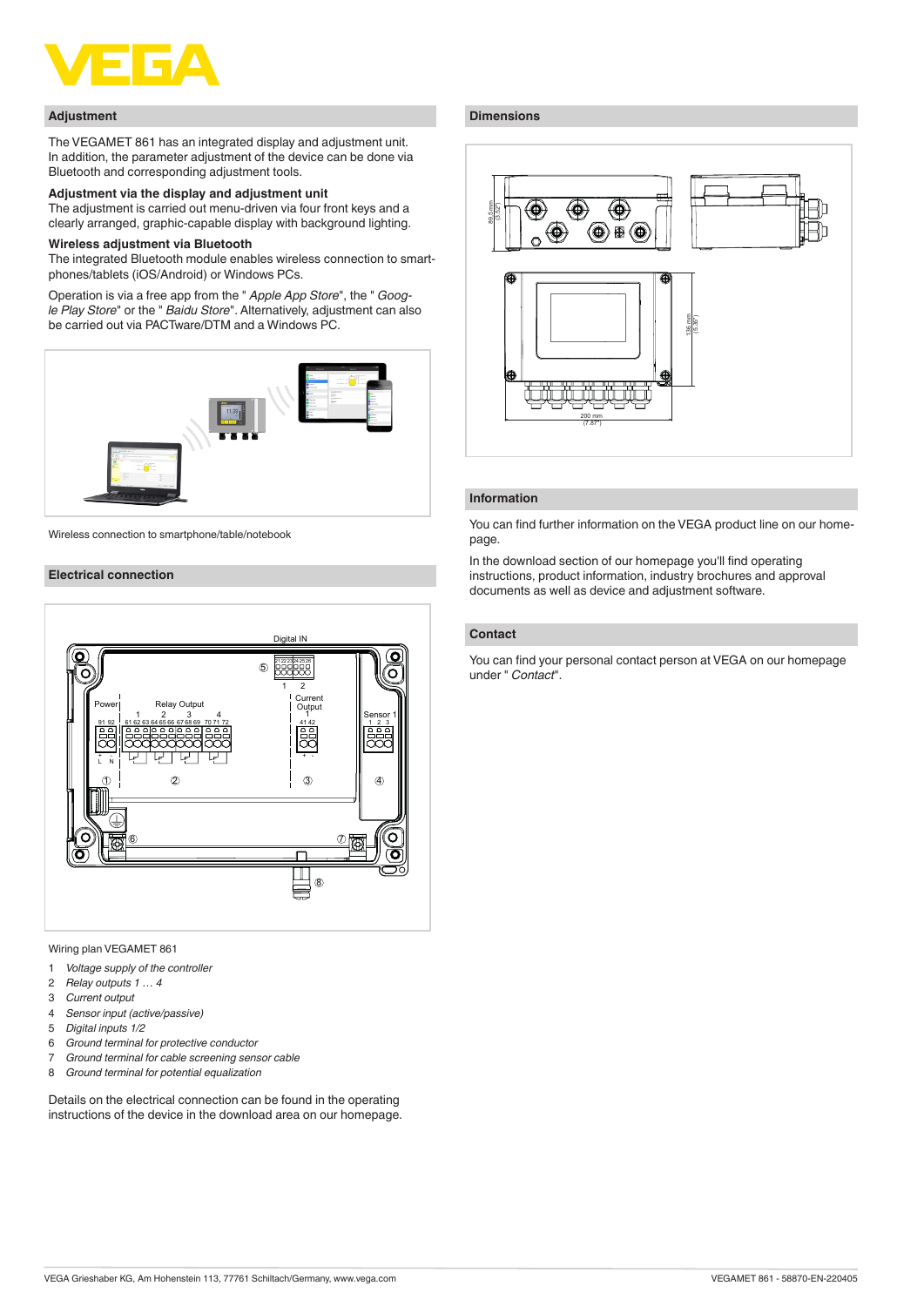## Adjustment

The VEGAMET 861 has an integrated display and adjustment unit. In addition, the parameter adjustment of the device can be done via Bluetooth and corresponding adjustment tools.

**Adjustment via the display and adjustment unit**

The adjustment is carried out menu-driven via four front keys and a clearly arranged, graphic-capable display with background lighting.

**Wireless adjustment via Bluetooth**

The integrated Bluetooth module enables wireless connection to smartphones/tablets (iOS/Android) or Windows PCs.

Operation is via a free app from the " *Apple App Store*", the " *Google Play Store*" or the " *Baidu Store*". Alternatively, adjustment can also be carried out via PACTware/DTM and a Windows PC.

Wireless connection to smartphone/table/notebook

## Electrical connection

Wiring plan VEGAMET 861

1. *Voltage supply of the controller*
2. *Relay outputs 1 … 4*
3. *Current output*
4. *Sensor input (active/passive)*
5. *Digital inputs 1/2*
6. *Ground terminal for protective conductor*
7. *Ground terminal for cable screening sensor cable*
8. *Ground terminal for potential equalization*

Details on the electrical connection can be found in the operating instructions of the device in the download area on our homepage.

## Dimensions

89.5 mm (3.52")

136 mm (5.35")

200 mm (7.87")

## Information

You can find further information on the VEGA product line on our homepage.

In the download section of our homepage you'll find operating instructions, product information, industry brochures and approval documents as well as device and adjustment software.

## Contact

You can find your personal contact person at VEGA on our homepage under " *Contact*".